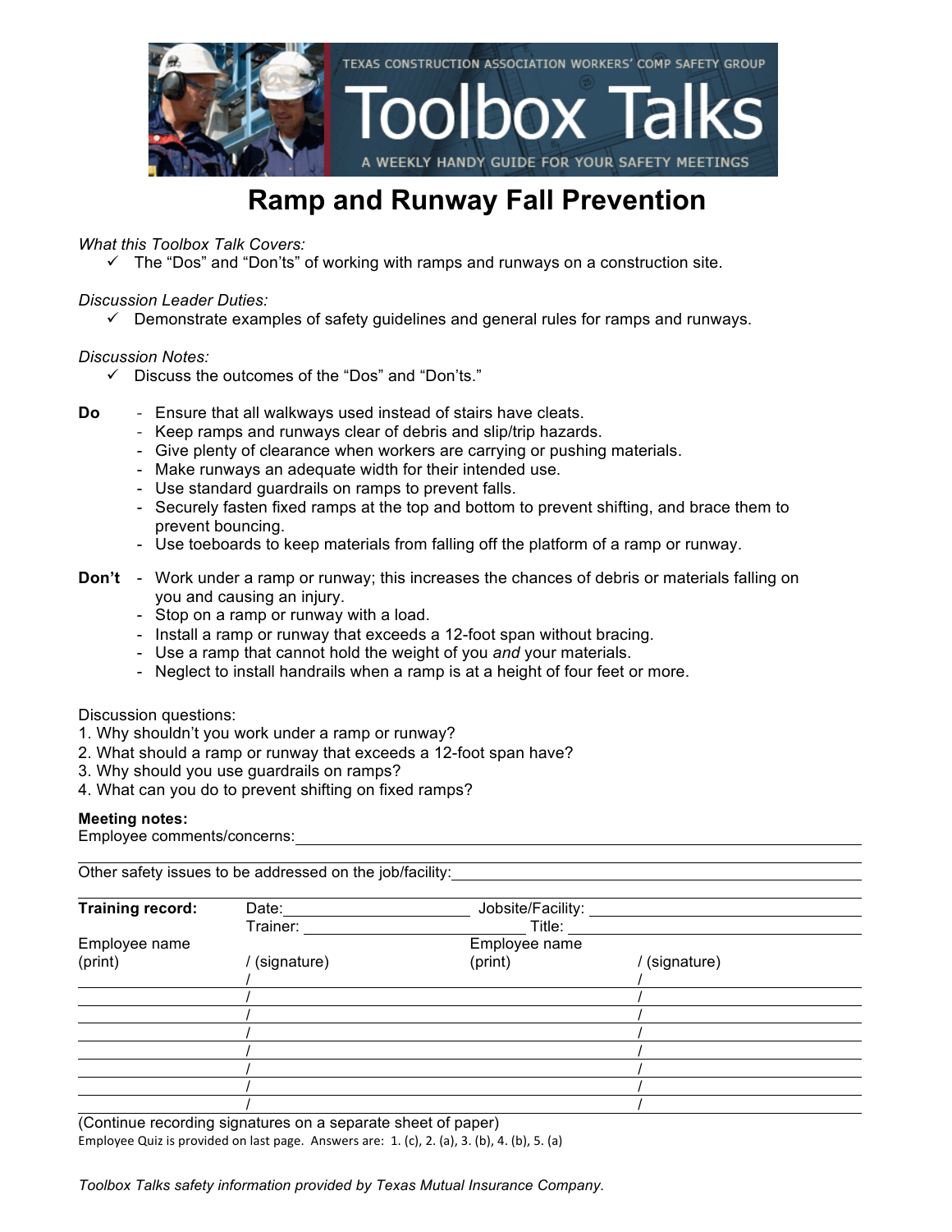TEXAS CONSTRUCTION ASSOCIATION WORKERS' COMP SAFETY GROUP

# Toolbox Talks

A WEEKLY HANDY GUIDE FOR YOUR SAFETY MEETINGS

# Ramp and Runway Fall Prevention

*What this Toolbox Talk Covers:*

- ✓ The "Dos" and "Don'ts" of working with ramps and runways on a construction site.

*Discussion Leader Duties:*

- ✓ Demonstrate examples of safety guidelines and general rules for ramps and runways.

*Discussion Notes:*

- ✓ Discuss the outcomes of the "Dos" and "Don'ts."

**Do**

- Ensure that all walkways used instead of stairs have cleats.
- Keep ramps and runways clear of debris and slip/trip hazards.
- Give plenty of clearance when workers are carrying or pushing materials.
- Make runways an adequate width for their intended use.
- Use standard guardrails on ramps to prevent falls.
- Securely fasten fixed ramps at the top and bottom to prevent shifting, and brace them to prevent bouncing.
- Use toeboards to keep materials from falling off the platform of a ramp or runway.

**Don't**

- Work under a ramp or runway; this increases the chances of debris or materials falling on you and causing an injury.
- Stop on a ramp or runway with a load.
- Install a ramp or runway that exceeds a 12-foot span without bracing.
- Use a ramp that cannot hold the weight of you *and* your materials.
- Neglect to install handrails when a ramp is at a height of four feet or more.

Discussion questions:

1. Why shouldn't you work under a ramp or runway?
2. What should a ramp or runway that exceeds a 12-foot span have?
3. Why should you use guardrails on ramps?
4. What can you do to prevent shifting on fixed ramps?

**Meeting notes:**

Employee comments/concerns: ______________________________

Other safety issues to be addressed on the job/facility: ______________________________

**Training record:** Date: ____________ Jobsite/Facility: ____________

Trainer: ____________ Title: ____________

| Employee name (print) | / (signature) | Employee name (print) | / (signature) |
|---|---|---|---|
| | / | | / |
| | / | | / |
| | / | | / |
| | / | | / |
| | / | | / |
| | / | | / |
| | / | | / |
| | / | | / |

(Continue recording signatures on a separate sheet of paper)

Employee Quiz is provided on last page. Answers are: 1. (c), 2. (a), 3. (b), 4. (b), 5. (a)

*Toolbox Talks safety information provided by Texas Mutual Insurance Company.*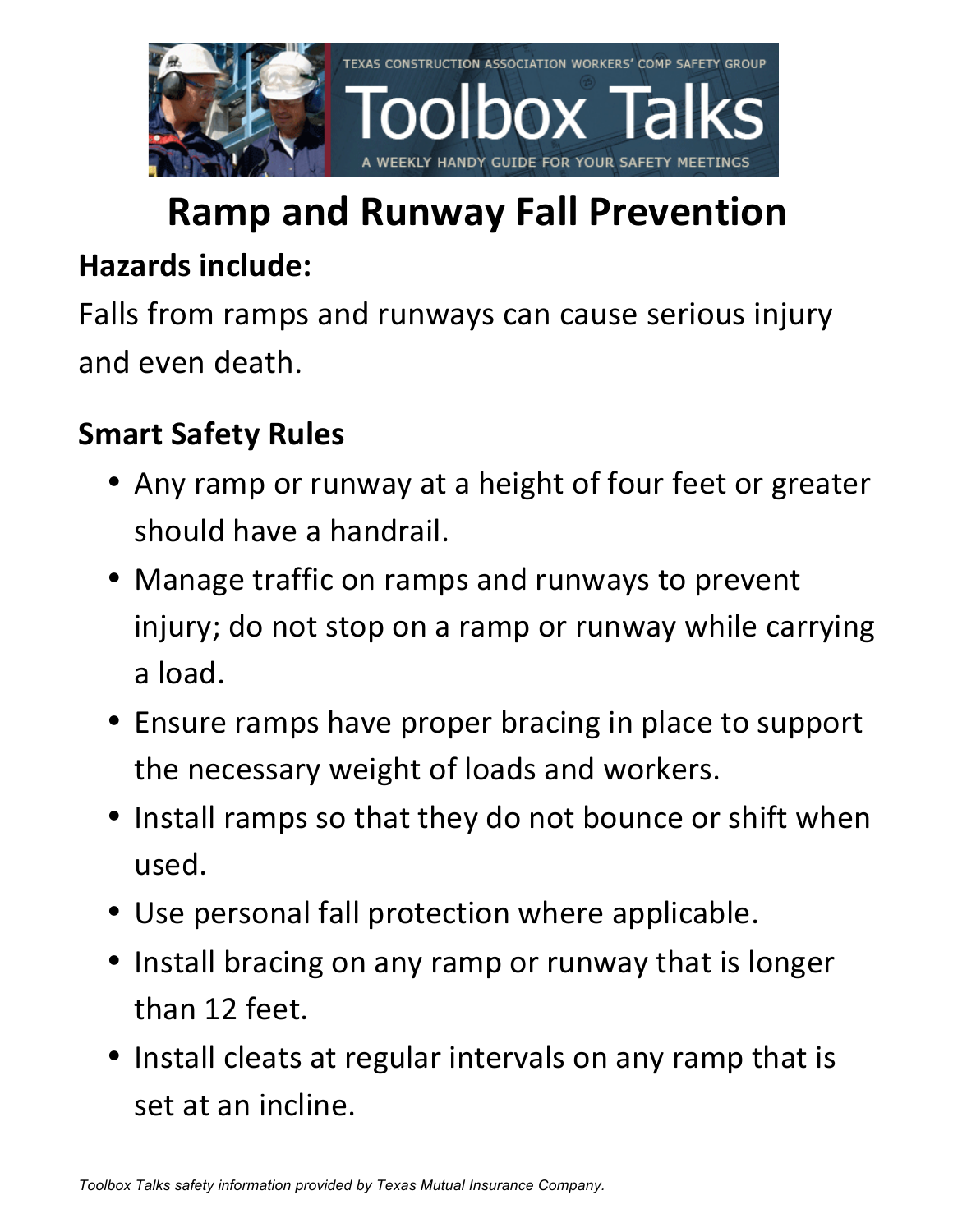TEXAS CONSTRUCTION ASSOCIATION WORKERS' COMP SAFETY GROUP

Toolbox Talks

A WEEKLY HANDY GUIDE FOR YOUR SAFETY MEETINGS

# Ramp and Runway Fall Prevention

## Hazards include:

Falls from ramps and runways can cause serious injury and even death.

## Smart Safety Rules

- Any ramp or runway at a height of four feet or greater should have a handrail.
- Manage traffic on ramps and runways to prevent injury; do not stop on a ramp or runway while carrying a load.
- Ensure ramps have proper bracing in place to support the necessary weight of loads and workers.
- Install ramps so that they do not bounce or shift when used.
- Use personal fall protection where applicable.
- Install bracing on any ramp or runway that is longer than 12 feet.
- Install cleats at regular intervals on any ramp that is set at an incline.

*Toolbox Talks safety information provided by Texas Mutual Insurance Company.*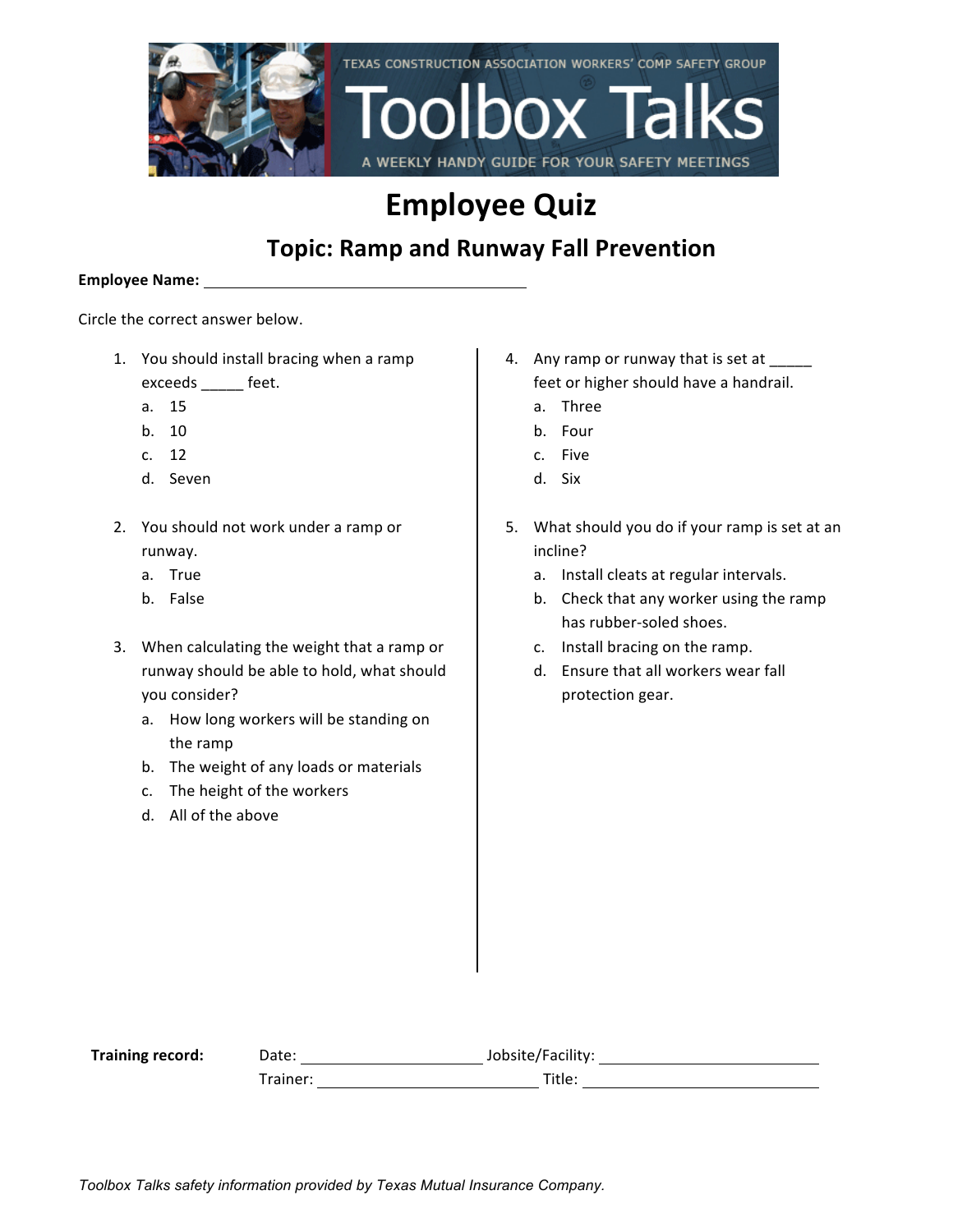TEXAS CONSTRUCTION ASSOCIATION WORKERS' COMP SAFETY GROUP

Toolbox Talks

A WEEKLY HANDY GUIDE FOR YOUR SAFETY MEETINGS

# Employee Quiz

## Topic: Ramp and Runway Fall Prevention

**Employee Name:** ________________________________________

Circle the correct answer below.

1. You should install bracing when a ramp exceeds _____ feet.
   a. 15
   b. 10
   c. 12
   d. Seven

2. You should not work under a ramp or runway.
   a. True
   b. False

3. When calculating the weight that a ramp or runway should be able to hold, what should you consider?
   a. How long workers will be standing on the ramp
   b. The weight of any loads or materials
   c. The height of the workers
   d. All of the above

4. Any ramp or runway that is set at _____ feet or higher should have a handrail.
   a. Three
   b. Four
   c. Five
   d. Six

5. What should you do if your ramp is set at an incline?
   a. Install cleats at regular intervals.
   b. Check that any worker using the ramp has rubber-soled shoes.
   c. Install bracing on the ramp.
   d. Ensure that all workers wear fall protection gear.

**Training record:** Date: ____________________ Jobsite/Facility: ________________________

Trainer: ________________________ Title: ________________________

*Toolbox Talks safety information provided by Texas Mutual Insurance Company.*